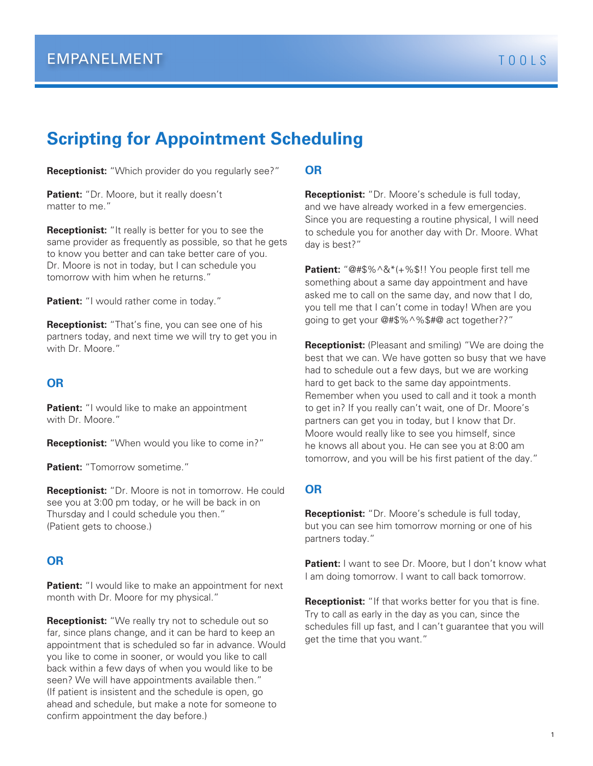EMPANELMENT — TOOLS

# Scripting for Appointment Scheduling

**Receptionist:** "Which provider do you regularly see?"

**Patient:** "Dr. Moore, but it really doesn't matter to me."

**Receptionist:** "It really is better for you to see the same provider as frequently as possible, so that he gets to know you better and can take better care of you. Dr. Moore is not in today, but I can schedule you tomorrow with him when he returns."

**Patient:** "I would rather come in today."

**Receptionist:** "That's fine, you can see one of his partners today, and next time we will try to get you in with Dr. Moore."

## OR

**Patient:** "I would like to make an appointment with Dr. Moore."

**Receptionist:** "When would you like to come in?"

**Patient:** "Tomorrow sometime."

**Receptionist:** "Dr. Moore is not in tomorrow. He could see you at 3:00 pm today, or he will be back in on Thursday and I could schedule you then." (Patient gets to choose.)

## OR

**Patient:** "I would like to make an appointment for next month with Dr. Moore for my physical."

**Receptionist:** "We really try not to schedule out so far, since plans change, and it can be hard to keep an appointment that is scheduled so far in advance. Would you like to come in sooner, or would you like to call back within a few days of when you would like to be seen? We will have appointments available then." (If patient is insistent and the schedule is open, go ahead and schedule, but make a note for someone to confirm appointment the day before.)

## OR

**Receptionist:** "Dr. Moore's schedule is full today, and we have already worked in a few emergencies. Since you are requesting a routine physical, I will need to schedule you for another day with Dr. Moore. What day is best?"

**Patient:** "@#$%^&*(+%$!! You people first tell me something about a same day appointment and have asked me to call on the same day, and now that I do, you tell me that I can't come in today! When are you going to get your @#$%^%$#@ act together??"

**Receptionist:** (Pleasant and smiling) "We are doing the best that we can. We have gotten so busy that we have had to schedule out a few days, but we are working hard to get back to the same day appointments. Remember when you used to call and it took a month to get in? If you really can't wait, one of Dr. Moore's partners can get you in today, but I know that Dr. Moore would really like to see you himself, since he knows all about you. He can see you at 8:00 am tomorrow, and you will be his first patient of the day."

## OR

**Receptionist:** "Dr. Moore's schedule is full today, but you can see him tomorrow morning or one of his partners today."

**Patient:** I want to see Dr. Moore, but I don't know what I am doing tomorrow. I want to call back tomorrow.

**Receptionist:** "If that works better for you that is fine. Try to call as early in the day as you can, since the schedules fill up fast, and I can't guarantee that you will get the time that you want."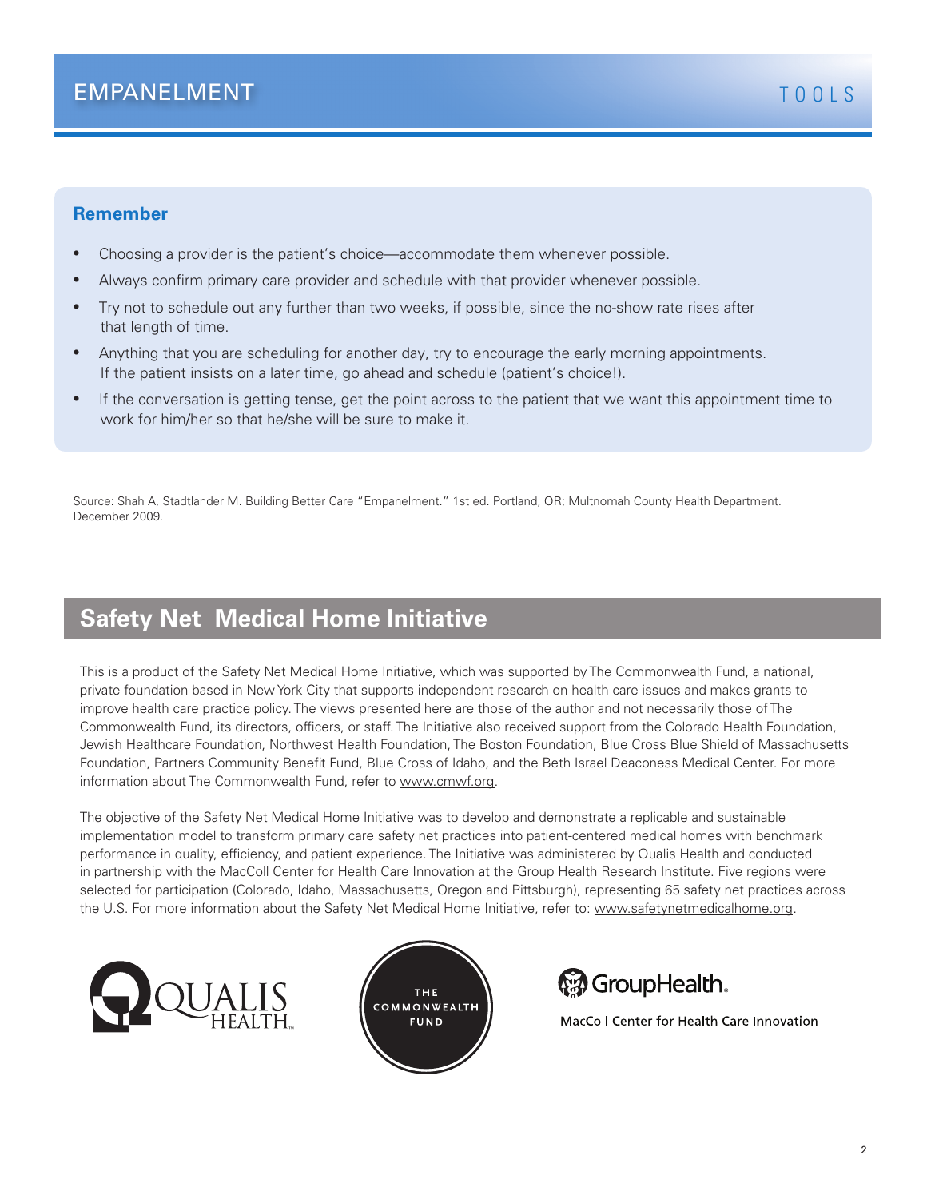# EMPANELMENT

TOOLS

### Remember

- Choosing a provider is the patient's choice—accommodate them whenever possible.
- Always confirm primary care provider and schedule with that provider whenever possible.
- Try not to schedule out any further than two weeks, if possible, since the no-show rate rises after that length of time.
- Anything that you are scheduling for another day, try to encourage the early morning appointments. If the patient insists on a later time, go ahead and schedule (patient's choice!).
- If the conversation is getting tense, get the point across to the patient that we want this appointment time to work for him/her so that he/she will be sure to make it.

Source: Shah A, Stadtlander M. Building Better Care "Empanelment." 1st ed. Portland, OR; Multnomah County Health Department. December 2009.

## Safety Net Medical Home Initiative

This is a product of the Safety Net Medical Home Initiative, which was supported by The Commonwealth Fund, a national, private foundation based in New York City that supports independent research on health care issues and makes grants to improve health care practice policy. The views presented here are those of the author and not necessarily those of The Commonwealth Fund, its directors, officers, or staff. The Initiative also received support from the Colorado Health Foundation, Jewish Healthcare Foundation, Northwest Health Foundation, The Boston Foundation, Blue Cross Blue Shield of Massachusetts Foundation, Partners Community Benefit Fund, Blue Cross of Idaho, and the Beth Israel Deaconess Medical Center. For more information about The Commonwealth Fund, refer to www.cmwf.org.

The objective of the Safety Net Medical Home Initiative was to develop and demonstrate a replicable and sustainable implementation model to transform primary care safety net practices into patient-centered medical homes with benchmark performance in quality, efficiency, and patient experience. The Initiative was administered by Qualis Health and conducted in partnership with the MacColl Center for Health Care Innovation at the Group Health Research Institute. Five regions were selected for participation (Colorado, Idaho, Massachusetts, Oregon and Pittsburgh), representing 65 safety net practices across the U.S. For more information about the Safety Net Medical Home Initiative, refer to: www.safetynetmedicalhome.org.

QUALIS HEALTH

THE COMMONWEALTH FUND

GroupHealth.
MacColl Center for Health Care Innovation